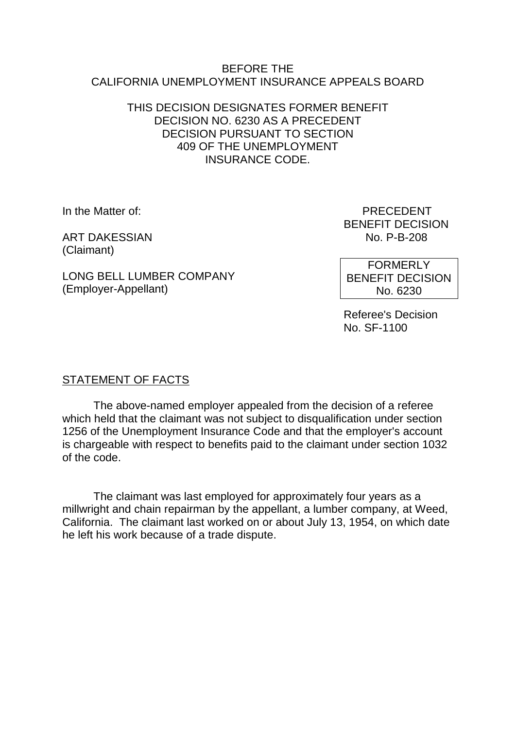BEFORE THE
CALIFORNIA UNEMPLOYMENT INSURANCE APPEALS BOARD

THIS DECISION DESIGNATES FORMER BENEFIT DECISION NO. 6230 AS A PRECEDENT DECISION PURSUANT TO SECTION 409 OF THE UNEMPLOYMENT INSURANCE CODE.

In the Matter of:

ART DAKESSIAN
(Claimant)

LONG BELL LUMBER COMPANY
(Employer-Appellant)

PRECEDENT
BENEFIT DECISION
No. P-B-208

FORMERLY
BENEFIT DECISION
No. 6230

Referee's Decision
No. SF-1100

## STATEMENT OF FACTS

The above-named employer appealed from the decision of a referee which held that the claimant was not subject to disqualification under section 1256 of the Unemployment Insurance Code and that the employer's account is chargeable with respect to benefits paid to the claimant under section 1032 of the code.

The claimant was last employed for approximately four years as a millwright and chain repairman by the appellant, a lumber company, at Weed, California. The claimant last worked on or about July 13, 1954, on which date he left his work because of a trade dispute.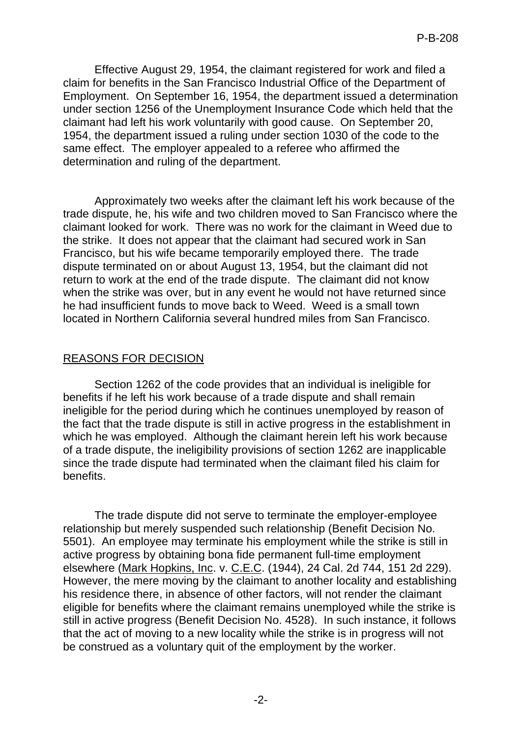Effective August 29, 1954, the claimant registered for work and filed a claim for benefits in the San Francisco Industrial Office of the Department of Employment. On September 16, 1954, the department issued a determination under section 1256 of the Unemployment Insurance Code which held that the claimant had left his work voluntarily with good cause. On September 20, 1954, the department issued a ruling under section 1030 of the code to the same effect. The employer appealed to a referee who affirmed the determination and ruling of the department.

Approximately two weeks after the claimant left his work because of the trade dispute, he, his wife and two children moved to San Francisco where the claimant looked for work. There was no work for the claimant in Weed due to the strike. It does not appear that the claimant had secured work in San Francisco, but his wife became temporarily employed there. The trade dispute terminated on or about August 13, 1954, but the claimant did not return to work at the end of the trade dispute. The claimant did not know when the strike was over, but in any event he would not have returned since he had insufficient funds to move back to Weed. Weed is a small town located in Northern California several hundred miles from San Francisco.

## REASONS FOR DECISION

Section 1262 of the code provides that an individual is ineligible for benefits if he left his work because of a trade dispute and shall remain ineligible for the period during which he continues unemployed by reason of the fact that the trade dispute is still in active progress in the establishment in which he was employed. Although the claimant herein left his work because of a trade dispute, the ineligibility provisions of section 1262 are inapplicable since the trade dispute had terminated when the claimant filed his claim for benefits.

The trade dispute did not serve to terminate the employer-employee relationship but merely suspended such relationship (Benefit Decision No. 5501). An employee may terminate his employment while the strike is still in active progress by obtaining bona fide permanent full-time employment elsewhere (Mark Hopkins, Inc. v. C.E.C. (1944), 24 Cal. 2d 744, 151 2d 229). However, the mere moving by the claimant to another locality and establishing his residence there, in absence of other factors, will not render the claimant eligible for benefits where the claimant remains unemployed while the strike is still in active progress (Benefit Decision No. 4528). In such instance, it follows that the act of moving to a new locality while the strike is in progress will not be construed as a voluntary quit of the employment by the worker.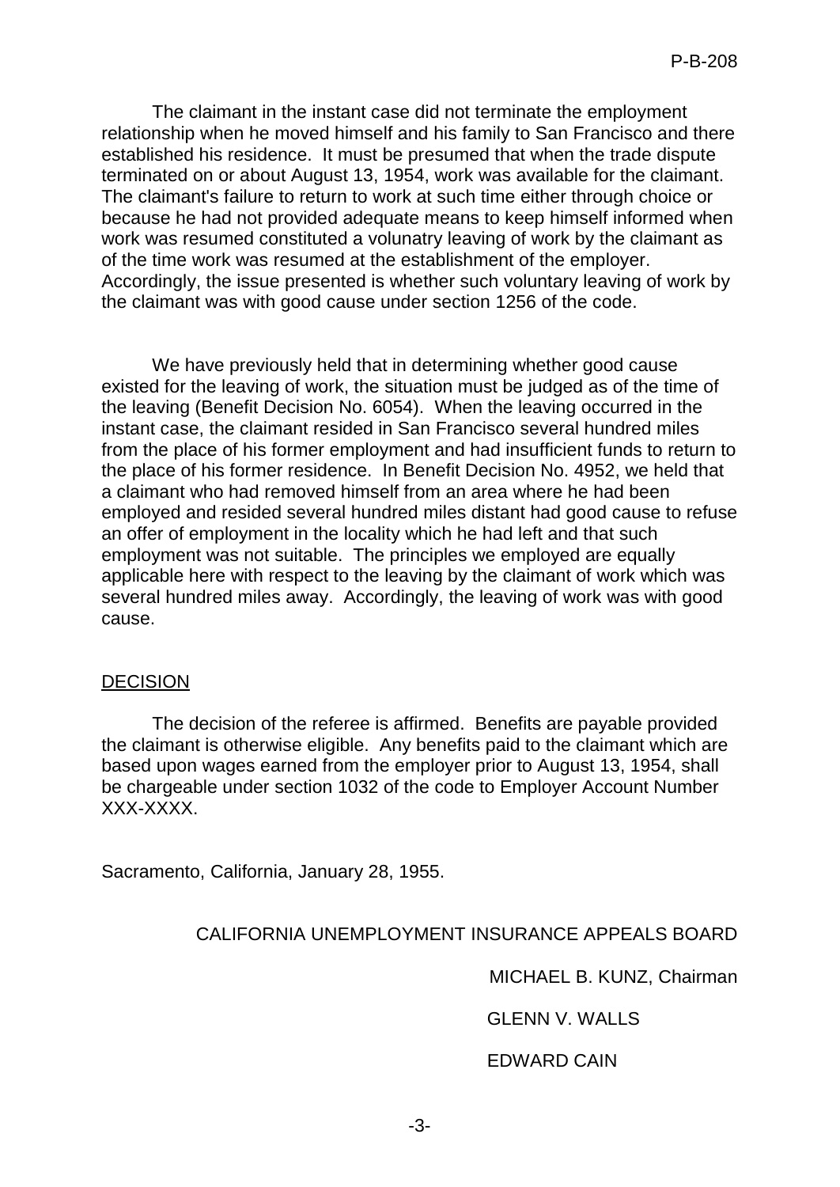The claimant in the instant case did not terminate the employment relationship when he moved himself and his family to San Francisco and there established his residence. It must be presumed that when the trade dispute terminated on or about August 13, 1954, work was available for the claimant. The claimant's failure to return to work at such time either through choice or because he had not provided adequate means to keep himself informed when work was resumed constituted a volunatry leaving of work by the claimant as of the time work was resumed at the establishment of the employer. Accordingly, the issue presented is whether such voluntary leaving of work by the claimant was with good cause under section 1256 of the code.

We have previously held that in determining whether good cause existed for the leaving of work, the situation must be judged as of the time of the leaving (Benefit Decision No. 6054). When the leaving occurred in the instant case, the claimant resided in San Francisco several hundred miles from the place of his former employment and had insufficient funds to return to the place of his former residence. In Benefit Decision No. 4952, we held that a claimant who had removed himself from an area where he had been employed and resided several hundred miles distant had good cause to refuse an offer of employment in the locality which he had left and that such employment was not suitable. The principles we employed are equally applicable here with respect to the leaving by the claimant of work which was several hundred miles away. Accordingly, the leaving of work was with good cause.

## DECISION

The decision of the referee is affirmed. Benefits are payable provided the claimant is otherwise eligible. Any benefits paid to the claimant which are based upon wages earned from the employer prior to August 13, 1954, shall be chargeable under section 1032 of the code to Employer Account Number XXX-XXXX.

Sacramento, California, January 28, 1955.

CALIFORNIA UNEMPLOYMENT INSURANCE APPEALS BOARD

MICHAEL B. KUNZ, Chairman

GLENN V. WALLS

EDWARD CAIN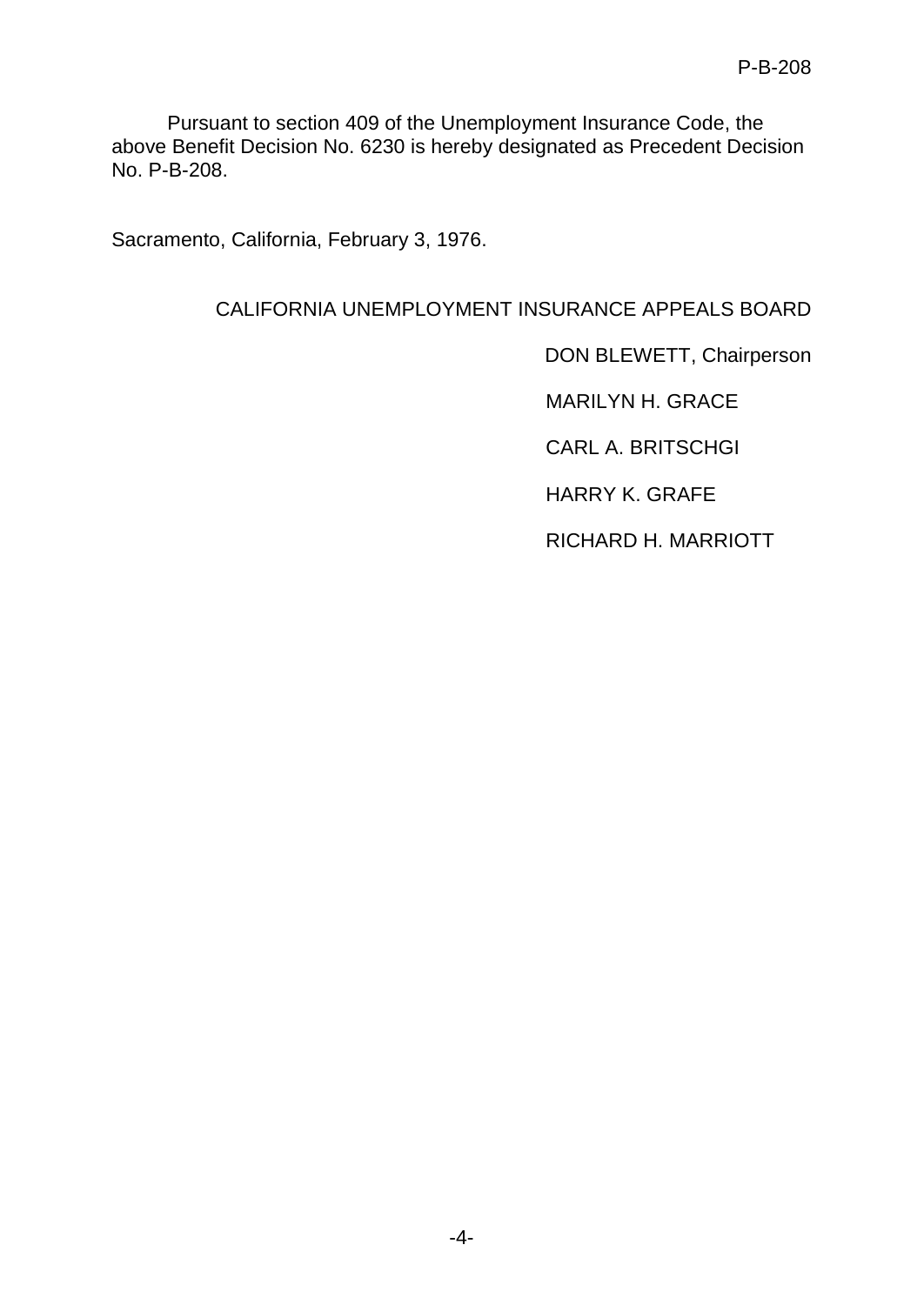Pursuant to section 409 of the Unemployment Insurance Code, the above Benefit Decision No. 6230 is hereby designated as Precedent Decision No. P-B-208.

Sacramento, California, February 3, 1976.

CALIFORNIA UNEMPLOYMENT INSURANCE APPEALS BOARD

DON BLEWETT, Chairperson

MARILYN H. GRACE

CARL A. BRITSCHGI

HARRY K. GRAFE

RICHARD H. MARRIOTT